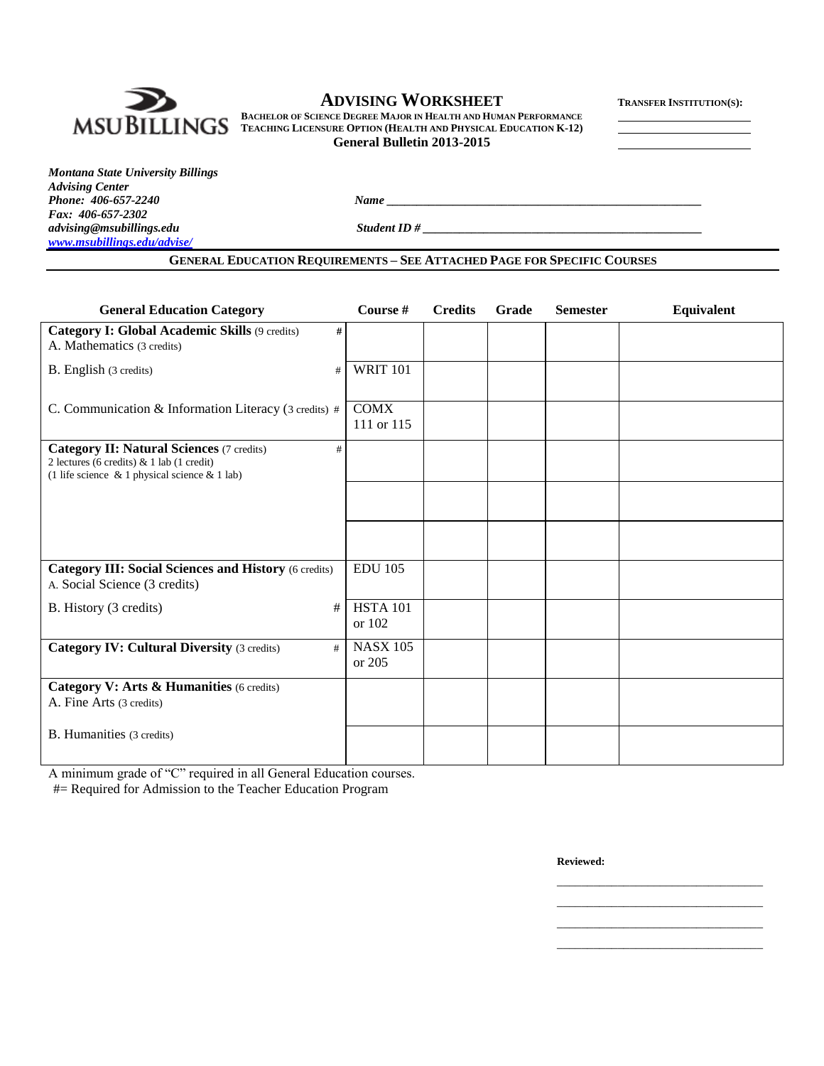# ADVISING WORKSHEET

**BACHELOR OF SCIENCE DEGREE MAJOR IN HEALTH AND HUMAN PERFORMANCE**
**TEACHING LICENSURE OPTION (HEALTH AND PHYSICAL EDUCATION K-12)**
**General Bulletin 2013-2015**

**TRANSFER INSTITUTION(S):**

______________________
______________________
______________________

***Montana State University Billings***
***Advising Center***
***Phone: 406-657-2240***
***Fax: 406-657-2302***
***advising@msubillings.edu***
***www.msubillings.edu/advise/***

***Name*** _______________________________________________

***Student ID #*** _______________________________________________

## GENERAL EDUCATION REQUIREMENTS – SEE ATTACHED PAGE FOR SPECIFIC COURSES

| General Education Category | Course # | Credits | Grade | Semester | Equivalent |
|---|---|---|---|---|---|
| **Category I: Global Academic Skills** (9 credits) # <br> A. Mathematics (3 credits) | | | | | |
| B. English (3 credits) # | WRIT 101 | | | | |
| C. Communication & Information Literacy (3 credits) # | COMX 111 or 115 | | | | |
| **Category II: Natural Sciences** (7 credits) # <br> 2 lectures (6 credits) & 1 lab (1 credit) <br> (1 life science & 1 physical science & 1 lab) | | | | | |
| | | | | | |
| | | | | | |
| **Category III: Social Sciences and History** (6 credits) <br> A. Social Science (3 credits) | EDU 105 | | | | |
| B. History (3 credits) # | HSTA 101 or 102 | | | | |
| **Category IV: Cultural Diversity** (3 credits) # | NASX 105 or 205 | | | | |
| **Category V: Arts & Humanities** (6 credits) <br> A. Fine Arts (3 credits) | | | | | |
| B. Humanities (3 credits) | | | | | |

A minimum grade of "C" required in all General Education courses.
#= Required for Admission to the Teacher Education Program

**Reviewed:**

________________________________
________________________________
________________________________
________________________________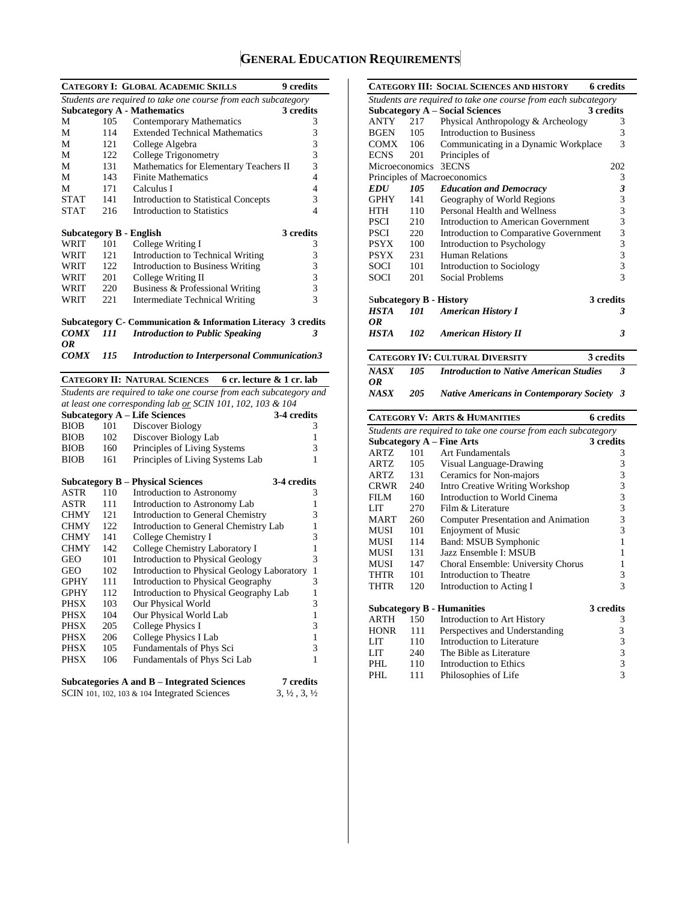# GENERAL EDUCATION REQUIREMENTS

## CATEGORY I: GLOBAL ACADEMIC SKILLS — 9 credits

*Students are required to take one course from each subcategory*

### Subcategory A - Mathematics — 3 credits

| | | | |
|---|---|---|---|
| M | 105 | Contemporary Mathematics | 3 |
| M | 114 | Extended Technical Mathematics | 3 |
| M | 121 | College Algebra | 3 |
| M | 122 | College Trigonometry | 3 |
| M | 131 | Mathematics for Elementary Teachers II | 3 |
| M | 143 | Finite Mathematics | 4 |
| M | 171 | Calculus I | 4 |
| STAT | 141 | Introduction to Statistical Concepts | 3 |
| STAT | 216 | Introduction to Statistics | 4 |

### Subcategory B - English — 3 credits

| | | | |
|---|---|---|---|
| WRIT | 101 | College Writing I | 3 |
| WRIT | 121 | Introduction to Technical Writing | 3 |
| WRIT | 122 | Introduction to Business Writing | 3 |
| WRIT | 201 | College Writing II | 3 |
| WRIT | 220 | Business & Professional Writing | 3 |
| WRIT | 221 | Intermediate Technical Writing | 3 |

### Subcategory C- Communication & Information Literacy — 3 credits

***COMX 111 Introduction to Public Speaking* 3**

***OR***

***COMX 115 Introduction to Interpersonal Communication* 3**

## CATEGORY II: NATURAL SCIENCES — 6 cr. lecture & 1 cr. lab

*Students are required to take one course from each subcategory and at least one corresponding lab or SCIN 101, 102, 103 & 104*

### Subcategory A – Life Sciences — 3-4 credits

| | | | |
|---|---|---|---|
| BIOB | 101 | Discover Biology | 3 |
| BIOB | 102 | Discover Biology Lab | 1 |
| BIOB | 160 | Principles of Living Systems | 3 |
| BIOB | 161 | Principles of Living Systems Lab | 1 |

### Subcategory B – Physical Sciences — 3-4 credits

| | | | |
|---|---|---|---|
| ASTR | 110 | Introduction to Astronomy | 3 |
| ASTR | 111 | Introduction to Astronomy Lab | 1 |
| CHMY | 121 | Introduction to General Chemistry | 3 |
| CHMY | 122 | Introduction to General Chemistry Lab | 1 |
| CHMY | 141 | College Chemistry I | 3 |
| CHMY | 142 | College Chemistry Laboratory I | 1 |
| GEO | 101 | Introduction to Physical Geology | 3 |
| GEO | 102 | Introduction to Physical Geology Laboratory | 1 |
| GPHY | 111 | Introduction to Physical Geography | 3 |
| GPHY | 112 | Introduction to Physical Geography Lab | 1 |
| PHSX | 103 | Our Physical World | 3 |
| PHSX | 104 | Our Physical World Lab | 1 |
| PHSX | 205 | College Physics I | 3 |
| PHSX | 206 | College Physics I Lab | 1 |
| PHSX | 105 | Fundamentals of Phys Sci | 3 |
| PHSX | 106 | Fundamentals of Phys Sci Lab | 1 |

### Subcategories A and B – Integrated Sciences — 7 credits

SCIN 101, 102, 103 & 104 Integrated Sciences — 3, ½ , 3, ½

## CATEGORY III: SOCIAL SCIENCES AND HISTORY — 6 credits

*Students are required to take one course from each subcategory*

### Subcategory A – Social Sciences — 3 credits

| | | | |
|---|---|---|---|
| ANTY | 217 | Physical Anthropology & Archeology | 3 |
| BGEN | 105 | Introduction to Business | 3 |
| COMX | 106 | Communicating in a Dynamic Workplace | 3 |
| ECNS | 201 | Principles of Microeconomics | 3 |
| ECNS | 202 | Principles of Macroeconomics | 3 |
| ***EDU*** | ***105*** | ***Education and Democracy*** | ***3*** |
| GPHY | 141 | Geography of World Regions | 3 |
| HTH | 110 | Personal Health and Wellness | 3 |
| PSCI | 210 | Introduction to American Government | 3 |
| PSCI | 220 | Introduction to Comparative Government | 3 |
| PSYX | 100 | Introduction to Psychology | 3 |
| PSYX | 231 | Human Relations | 3 |
| SOCI | 101 | Introduction to Sociology | 3 |
| SOCI | 201 | Social Problems | 3 |

### Subcategory B - History — 3 credits

***HSTA 101 American History I* 3**

***OR***

***HSTA 102 American History II* 3**

## CATEGORY IV: CULTURAL DIVERSITY — 3 credits

***NASX 105 Introduction to Native American Studies* 3**

***OR***

***NASX 205 Native Americans in Contemporary Society* 3**

## CATEGORY V: ARTS & HUMANITIES — 6 credits

*Students are required to take one course from each subcategory*

### Subcategory A – Fine Arts — 3 credits

| | | | |
|---|---|---|---|
| ARTZ | 101 | Art Fundamentals | 3 |
| ARTZ | 105 | Visual Language-Drawing | 3 |
| ARTZ | 131 | Ceramics for Non-majors | 3 |
| CRWR | 240 | Intro Creative Writing Workshop | 3 |
| FILM | 160 | Introduction to World Cinema | 3 |
| LIT | 270 | Film & Literature | 3 |
| MART | 260 | Computer Presentation and Animation | 3 |
| MUSI | 101 | Enjoyment of Music | 3 |
| MUSI | 114 | Band: MSUB Symphonic | 1 |
| MUSI | 131 | Jazz Ensemble I: MSUB | 1 |
| MUSI | 147 | Choral Ensemble: University Chorus | 1 |
| THTR | 101 | Introduction to Theatre | 3 |
| THTR | 120 | Introduction to Acting I | 3 |

### Subcategory B - Humanities — 3 credits

| | | | |
|---|---|---|---|
| ARTH | 150 | Introduction to Art History | 3 |
| HONR | 111 | Perspectives and Understanding | 3 |
| LIT | 110 | Introduction to Literature | 3 |
| LIT | 240 | The Bible as Literature | 3 |
| PHL | 110 | Introduction to Ethics | 3 |
| PHL | 111 | Philosophies of Life | 3 |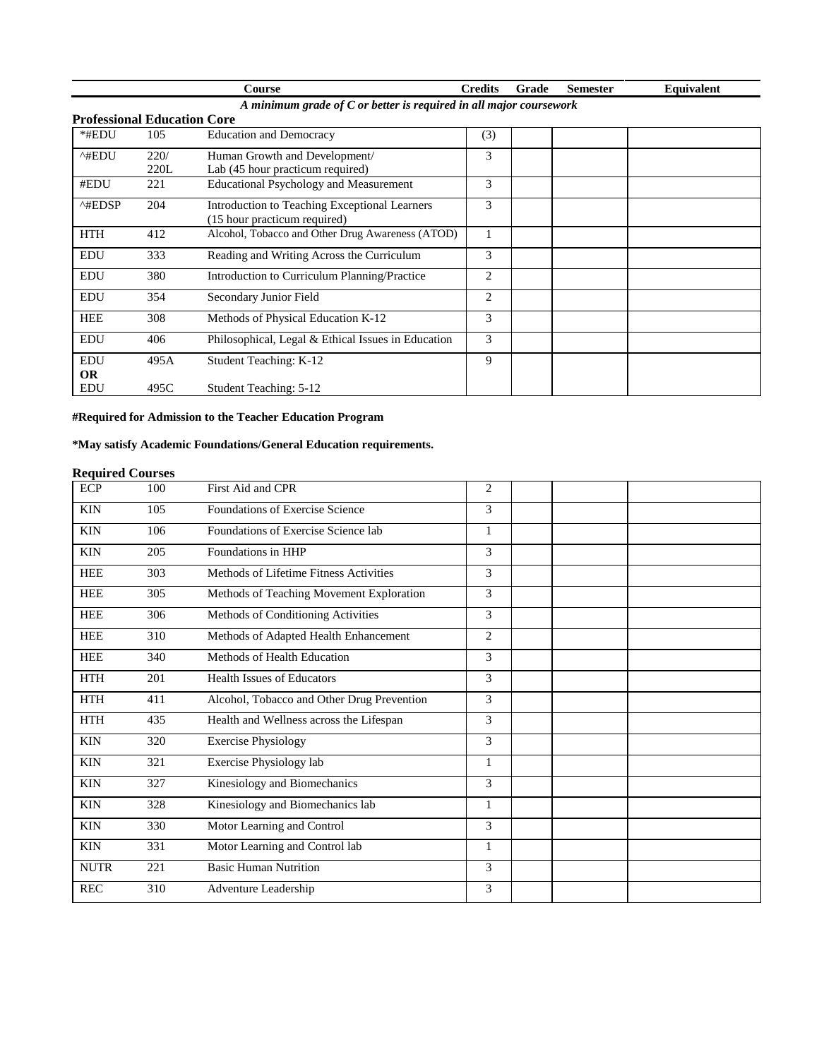| Course | | | Credits | Grade | Semester | Equivalent |
|---|---|---|---|---|---|---|

*A minimum grade of C or better is required in all major coursework*

**Professional Education Core**

| | | Course | Credits | Grade | Semester | Equivalent |
|---|---|---|---|---|---|---|
| *#EDU | 105 | Education and Democracy | (3) | | | |
| ^#EDU | 220/ 220L | Human Growth and Development/ Lab (45 hour practicum required) | 3 | | | |
| #EDU | 221 | Educational Psychology and Measurement | 3 | | | |
| ^#EDSP | 204 | Introduction to Teaching Exceptional Learners (15 hour practicum required) | 3 | | | |
| HTH | 412 | Alcohol, Tobacco and Other Drug Awareness (ATOD) | 1 | | | |
| EDU | 333 | Reading and Writing Across the Curriculum | 3 | | | |
| EDU | 380 | Introduction to Curriculum Planning/Practice | 2 | | | |
| EDU | 354 | Secondary Junior Field | 2 | | | |
| HEE | 308 | Methods of Physical Education K-12 | 3 | | | |
| EDU | 406 | Philosophical, Legal & Ethical Issues in Education | 3 | | | |
| EDU **OR** EDU | 495A 495C | Student Teaching: K-12 Student Teaching: 5-12 | 9 | | | |

**#Required for Admission to the Teacher Education Program**

**\*May satisfy Academic Foundations/General Education requirements.**

**Required Courses**

| | | Course | Credits | Grade | Semester | Equivalent |
|---|---|---|---|---|---|---|
| ECP | 100 | First Aid and CPR | 2 | | | |
| KIN | 105 | Foundations of Exercise Science | 3 | | | |
| KIN | 106 | Foundations of Exercise Science lab | 1 | | | |
| KIN | 205 | Foundations in HHP | 3 | | | |
| HEE | 303 | Methods of Lifetime Fitness Activities | 3 | | | |
| HEE | 305 | Methods of Teaching Movement Exploration | 3 | | | |
| HEE | 306 | Methods of Conditioning Activities | 3 | | | |
| HEE | 310 | Methods of Adapted Health Enhancement | 2 | | | |
| HEE | 340 | Methods of Health Education | 3 | | | |
| HTH | 201 | Health Issues of Educators | 3 | | | |
| HTH | 411 | Alcohol, Tobacco and Other Drug Prevention | 3 | | | |
| HTH | 435 | Health and Wellness across the Lifespan | 3 | | | |
| KIN | 320 | Exercise Physiology | 3 | | | |
| KIN | 321 | Exercise Physiology lab | 1 | | | |
| KIN | 327 | Kinesiology and Biomechanics | 3 | | | |
| KIN | 328 | Kinesiology and Biomechanics lab | 1 | | | |
| KIN | 330 | Motor Learning and Control | 3 | | | |
| KIN | 331 | Motor Learning and Control lab | 1 | | | |
| NUTR | 221 | Basic Human Nutrition | 3 | | | |
| REC | 310 | Adventure Leadership | 3 | | | |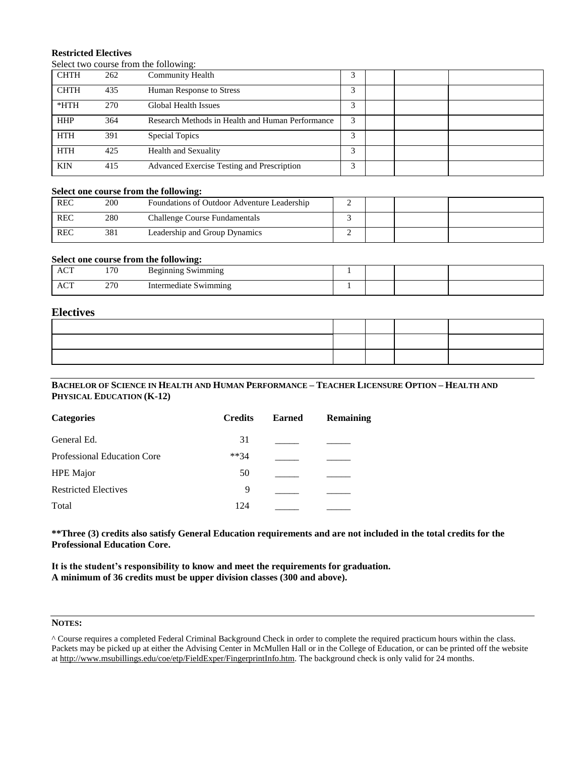**Restricted Electives**

Select two course from the following:

| | | | | | | |
|---|---|---|---|---|---|---|
| CHTH | 262 | Community Health | 3 | | | |
| CHTH | 435 | Human Response to Stress | 3 | | | |
| *HTH | 270 | Global Health Issues | 3 | | | |
| HHP | 364 | Research Methods in Health and Human Performance | 3 | | | |
| HTH | 391 | Special Topics | 3 | | | |
| HTH | 425 | Health and Sexuality | 3 | | | |
| KIN | 415 | Advanced Exercise Testing and Prescription | 3 | | | |

**Select one course from the following:**

| | | | | | | |
|---|---|---|---|---|---|---|
| REC | 200 | Foundations of Outdoor Adventure Leadership | 2 | | | |
| REC | 280 | Challenge Course Fundamentals | 3 | | | |
| REC | 381 | Leadership and Group Dynamics | 2 | | | |

**Select one course from the following:**

| | | | | | | |
|---|---|---|---|---|---|---|
| ACT | 170 | Beginning Swimming | 1 | | | |
| ACT | 270 | Intermediate Swimming | 1 | | | |

## Electives

| | | | | |
|---|---|---|---|---|
| | | | | |
| | | | | |
| | | | | |

**BACHELOR OF SCIENCE IN HEALTH AND HUMAN PERFORMANCE – TEACHER LICENSURE OPTION – HEALTH AND PHYSICAL EDUCATION (K-12)**

| Categories | Credits | Earned | Remaining |
|---|---|---|---|
| General Ed. | 31 | _____ | _____ |
| Professional Education Core | **34 | _____ | _____ |
| HPE Major | 50 | _____ | _____ |
| Restricted Electives | 9 | _____ | _____ |
| Total | 124 | _____ | _____ |

**\*\*Three (3) credits also satisfy General Education requirements and are not included in the total credits for the Professional Education Core.**

**It is the student's responsibility to know and meet the requirements for graduation.**
**A minimum of 36 credits must be upper division classes (300 and above).**

**NOTES:**

^ Course requires a completed Federal Criminal Background Check in order to complete the required practicum hours within the class. Packets may be picked up at either the Advising Center in McMullen Hall or in the College of Education, or can be printed off the website at http://www.msubillings.edu/coe/etp/FieldExper/FingerprintInfo.htm. The background check is only valid for 24 months.